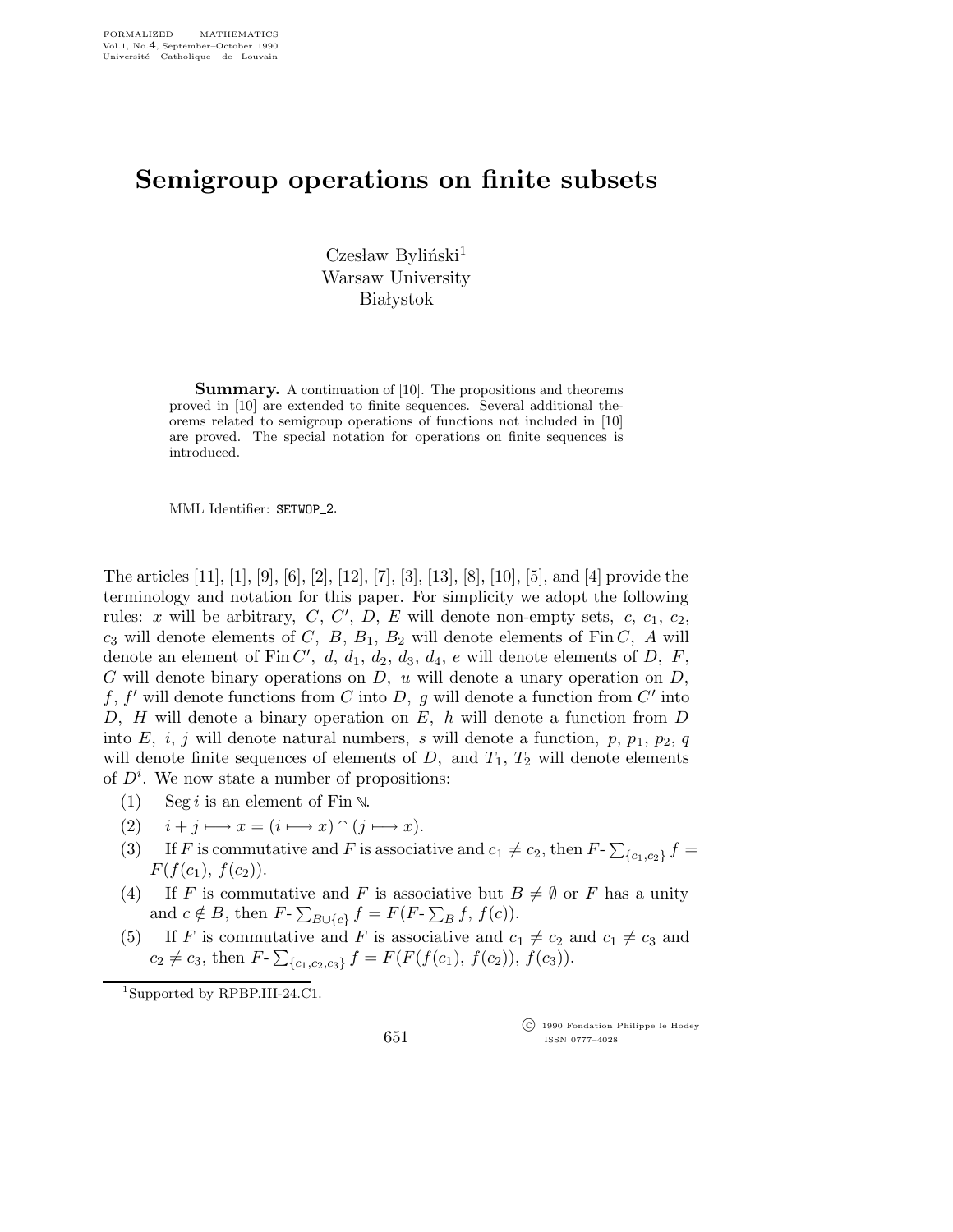# Semigroup operations on finite subsets

Czesław Byliński[1]
Warsaw University
Białystok

**Summary.** A continuation of [10]. The propositions and theorems proved in [10] are extended to finite sequences. Several additional theorems related to semigroup operations of functions not included in [10] are proved. The special notation for operations on finite sequences is introduced.

MML Identifier: SETWOP_2.

The articles [11], [1], [9], [6], [2], [12], [7], [3], [13], [8], [10], [5], and [4] provide the terminology and notation for this paper. For simplicity we adopt the following rules: $x$ will be arbitrary, $C$, $C'$, $D$, $E$ will denote non-empty sets, $c$, $c_1$, $c_2$, $c_3$ will denote elements of $C$, $B$, $B_1$, $B_2$ will denote elements of $\mathrm{Fin}\, C$, $A$ will denote an element of $\mathrm{Fin}\, C'$, $d$, $d_1$, $d_2$, $d_3$, $d_4$, $e$ will denote elements of $D$, $F$, $G$ will denote binary operations on $D$, $u$ will denote a unary operation on $D$, $f$, $f'$ will denote functions from $C$ into $D$, $g$ will denote a function from $C'$ into $D$, $H$ will denote a binary operation on $E$, $h$ will denote a function from $D$ into $E$, $i$, $j$ will denote natural numbers, $s$ will denote a function, $p$, $p_1$, $p_2$, $q$ will denote finite sequences of elements of $D$, and $T_1$, $T_2$ will denote elements of $D^i$. We now state a number of propositions:

(1) $\mathrm{Seg}\, i$ is an element of $\mathrm{Fin}\, \mathbb{N}$.

(2) $i + j \longmapsto x = (i \longmapsto x) \frown (j \longmapsto x)$.

(3) If $F$ is commutative and $F$ is associative and $c_1 \neq c_2$, then $F\text{-}\sum_{\{c_1, c_2\}} f = F(f(c_1), f(c_2))$.

(4) If $F$ is commutative and $F$ is associative but $B \neq \emptyset$ or $F$ has a unity and $c \notin B$, then $F\text{-}\sum_{B \cup \{c\}} f = F(F\text{-}\sum_B f, f(c))$.

(5) If $F$ is commutative and $F$ is associative and $c_1 \neq c_2$ and $c_1 \neq c_3$ and $c_2 \neq c_3$, then $F\text{-}\sum_{\{c_1, c_2, c_3\}} f = F(F(f(c_1), f(c_2)), f(c_3))$.

[1]Supported by RPBP.III-24.C1.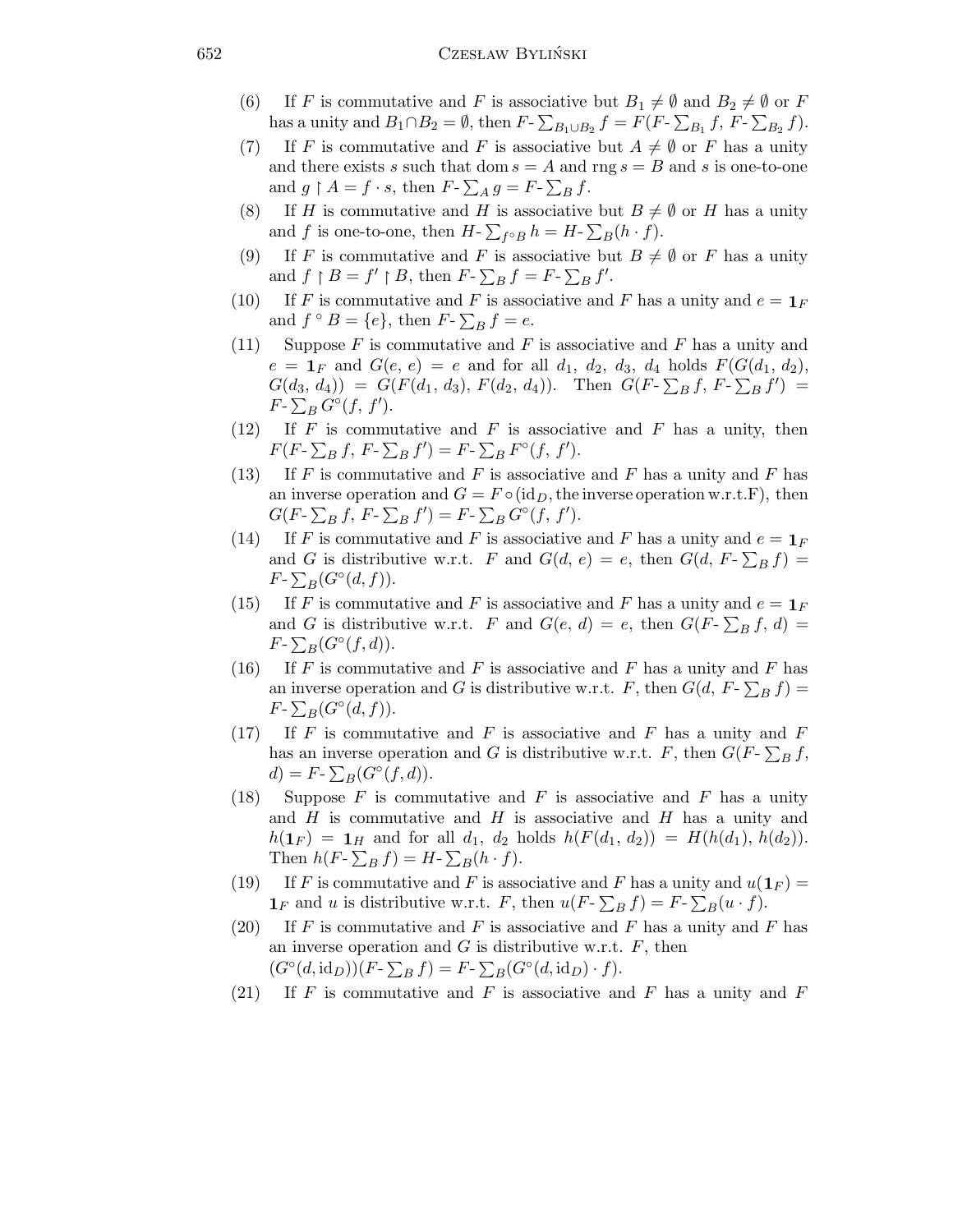(6) If $F$ is commutative and $F$ is associative but $B_1 \neq \emptyset$ and $B_2 \neq \emptyset$ or $F$ has a unity and $B_1 \cap B_2 = \emptyset$, then $F\text{-}\sum_{B_1 \cup B_2} f = F(F\text{-}\sum_{B_1} f,\, F\text{-}\sum_{B_2} f)$.

(7) If $F$ is commutative and $F$ is associative but $A \neq \emptyset$ or $F$ has a unity and there exists $s$ such that $\operatorname{dom} s = A$ and $\operatorname{rng} s = B$ and $s$ is one-to-one and $g \restriction A = f \cdot s$, then $F\text{-}\sum_A g = F\text{-}\sum_B f$.

(8) If $H$ is commutative and $H$ is associative but $B \neq \emptyset$ or $H$ has a unity and $f$ is one-to-one, then $H\text{-}\sum_{f^\circ B} h = H\text{-}\sum_B (h \cdot f)$.

(9) If $F$ is commutative and $F$ is associative but $B \neq \emptyset$ or $F$ has a unity and $f \restriction B = f' \restriction B$, then $F\text{-}\sum_B f = F\text{-}\sum_B f'$.

(10) If $F$ is commutative and $F$ is associative and $F$ has a unity and $e = \mathbf{1}_F$ and $f^\circ B = \{e\}$, then $F\text{-}\sum_B f = e$.

(11) Suppose $F$ is commutative and $F$ is associative and $F$ has a unity and $e = \mathbf{1}_F$ and $G(e, e) = e$ and for all $d_1$, $d_2$, $d_3$, $d_4$ holds $F(G(d_1, d_2), G(d_3, d_4)) = G(F(d_1, d_3), F(d_2, d_4))$. Then $G(F\text{-}\sum_B f, F\text{-}\sum_B f') = F\text{-}\sum_B G^\circ(f, f')$.

(12) If $F$ is commutative and $F$ is associative and $F$ has a unity, then $F(F\text{-}\sum_B f, F\text{-}\sum_B f') = F\text{-}\sum_B F^\circ(f, f')$.

(13) If $F$ is commutative and $F$ is associative and $F$ has a unity and $F$ has an inverse operation and $G = F \circ (\mathrm{id}_D, \text{the inverse operation w.r.t.F})$, then $G(F\text{-}\sum_B f, F\text{-}\sum_B f') = F\text{-}\sum_B G^\circ(f, f')$.

(14) If $F$ is commutative and $F$ is associative and $F$ has a unity and $e = \mathbf{1}_F$ and $G$ is distributive w.r.t. $F$ and $G(d, e) = e$, then $G(d, F\text{-}\sum_B f) = F\text{-}\sum_B (G^\circ(d, f))$.

(15) If $F$ is commutative and $F$ is associative and $F$ has a unity and $e = \mathbf{1}_F$ and $G$ is distributive w.r.t. $F$ and $G(e, d) = e$, then $G(F\text{-}\sum_B f, d) = F\text{-}\sum_B (G^\circ(f, d))$.

(16) If $F$ is commutative and $F$ is associative and $F$ has a unity and $F$ has an inverse operation and $G$ is distributive w.r.t. $F$, then $G(d, F\text{-}\sum_B f) = F\text{-}\sum_B (G^\circ(d, f))$.

(17) If $F$ is commutative and $F$ is associative and $F$ has a unity and $F$ has an inverse operation and $G$ is distributive w.r.t. $F$, then $G(F\text{-}\sum_B f, d) = F\text{-}\sum_B (G^\circ(f, d))$.

(18) Suppose $F$ is commutative and $F$ is associative and $F$ has a unity and $H$ is commutative and $H$ is associative and $H$ has a unity and $h(\mathbf{1}_F) = \mathbf{1}_H$ and for all $d_1$, $d_2$ holds $h(F(d_1, d_2)) = H(h(d_1), h(d_2))$. Then $h(F\text{-}\sum_B f) = H\text{-}\sum_B (h \cdot f)$.

(19) If $F$ is commutative and $F$ is associative and $F$ has a unity and $u(\mathbf{1}_F) = \mathbf{1}_F$ and $u$ is distributive w.r.t. $F$, then $u(F\text{-}\sum_B f) = F\text{-}\sum_B (u \cdot f)$.

(20) If $F$ is commutative and $F$ is associative and $F$ has a unity and $F$ has an inverse operation and $G$ is distributive w.r.t. $F$, then $(G^\circ(d, \mathrm{id}_D))(F\text{-}\sum_B f) = F\text{-}\sum_B (G^\circ(d, \mathrm{id}_D) \cdot f)$.

(21) If $F$ is commutative and $F$ is associative and $F$ has a unity and $F$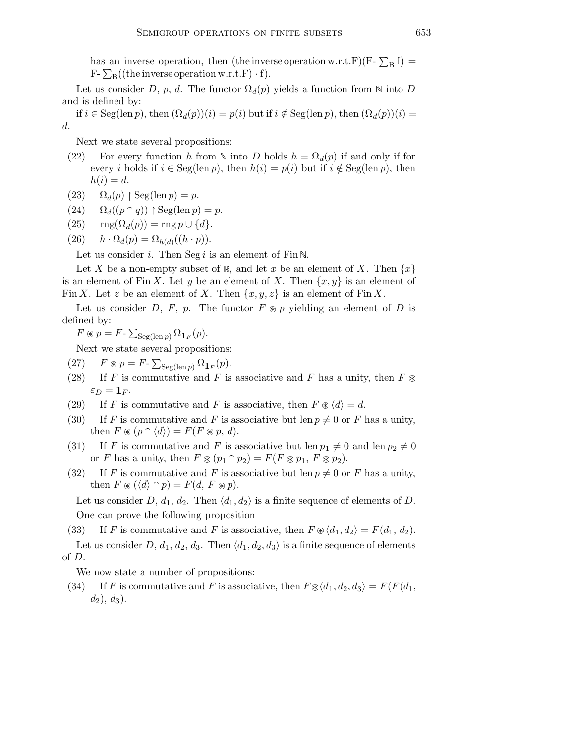has an inverse operation, then (the inverse operation w.r.t.F)(F- $\sum_{\rm B}$ f) = F- $\sum_{\rm B}$((the inverse operation w.r.t.F) $\cdot$ f).

Let us consider $D$, $p$, $d$. The functor $\Omega_d(p)$ yields a function from $\mathbb{N}$ into $D$ and is defined by:

if $i \in \operatorname{Seg}(\operatorname{len} p)$, then $(\Omega_d(p))(i) = p(i)$ but if $i \notin \operatorname{Seg}(\operatorname{len} p)$, then $(\Omega_d(p))(i) = d$.

Next we state several propositions:

(22) For every function $h$ from $\mathbb{N}$ into $D$ holds $h = \Omega_d(p)$ if and only if for every $i$ holds if $i \in \operatorname{Seg}(\operatorname{len} p)$, then $h(i) = p(i)$ but if $i \notin \operatorname{Seg}(\operatorname{len} p)$, then $h(i) = d$.

(23) $\Omega_d(p) \restriction \operatorname{Seg}(\operatorname{len} p) = p$.

(24) $\Omega_d((p \frown q)) \restriction \operatorname{Seg}(\operatorname{len} p) = p$.

(25) $\operatorname{rng}(\Omega_d(p)) = \operatorname{rng} p \cup \{d\}$.

(26) $h \cdot \Omega_d(p) = \Omega_{h(d)}((h \cdot p))$.

Let us consider $i$. Then $\operatorname{Seg} i$ is an element of $\operatorname{Fin} \mathbb{N}$.

Let $X$ be a non-empty subset of $\mathbb{R}$, and let $x$ be an element of $X$. Then $\{x\}$ is an element of $\operatorname{Fin} X$. Let $y$ be an element of $X$. Then $\{x, y\}$ is an element of $\operatorname{Fin} X$. Let $z$ be an element of $X$. Then $\{x, y, z\}$ is an element of $\operatorname{Fin} X$.

Let us consider $D$, $F$, $p$. The functor $F \circledast p$ yielding an element of $D$ is defined by:

$F \circledast p = F\text{-}\sum_{\operatorname{Seg}(\operatorname{len} p)} \Omega_{\mathbf{1}_F}(p)$.

Next we state several propositions:

(27) $F \circledast p = F\text{-}\sum_{\operatorname{Seg}(\operatorname{len} p)} \Omega_{\mathbf{1}_F}(p)$.

(28) If $F$ is commutative and $F$ is associative and $F$ has a unity, then $F \circledast \varepsilon_D = \mathbf{1}_F$.

(29) If $F$ is commutative and $F$ is associative, then $F \circledast \langle d \rangle = d$.

(30) If $F$ is commutative and $F$ is associative but $\operatorname{len} p \neq 0$ or $F$ has a unity, then $F \circledast (p \frown \langle d \rangle) = F(F \circledast p, d)$.

(31) If $F$ is commutative and $F$ is associative but $\operatorname{len} p_1 \neq 0$ and $\operatorname{len} p_2 \neq 0$ or $F$ has a unity, then $F \circledast (p_1 \frown p_2) = F(F \circledast p_1, F \circledast p_2)$.

(32) If $F$ is commutative and $F$ is associative but $\operatorname{len} p \neq 0$ or $F$ has a unity, then $F \circledast (\langle d \rangle \frown p) = F(d, F \circledast p)$.

Let us consider $D$, $d_1$, $d_2$. Then $\langle d_1, d_2 \rangle$ is a finite sequence of elements of $D$.

One can prove the following proposition

(33) If $F$ is commutative and $F$ is associative, then $F \circledast \langle d_1, d_2 \rangle = F(d_1, d_2)$.

Let us consider $D$, $d_1$, $d_2$, $d_3$. Then $\langle d_1, d_2, d_3 \rangle$ is a finite sequence of elements of $D$.

We now state a number of propositions:

(34) If $F$ is commutative and $F$ is associative, then $F \circledast \langle d_1, d_2, d_3 \rangle = F(F(d_1, d_2), d_3)$.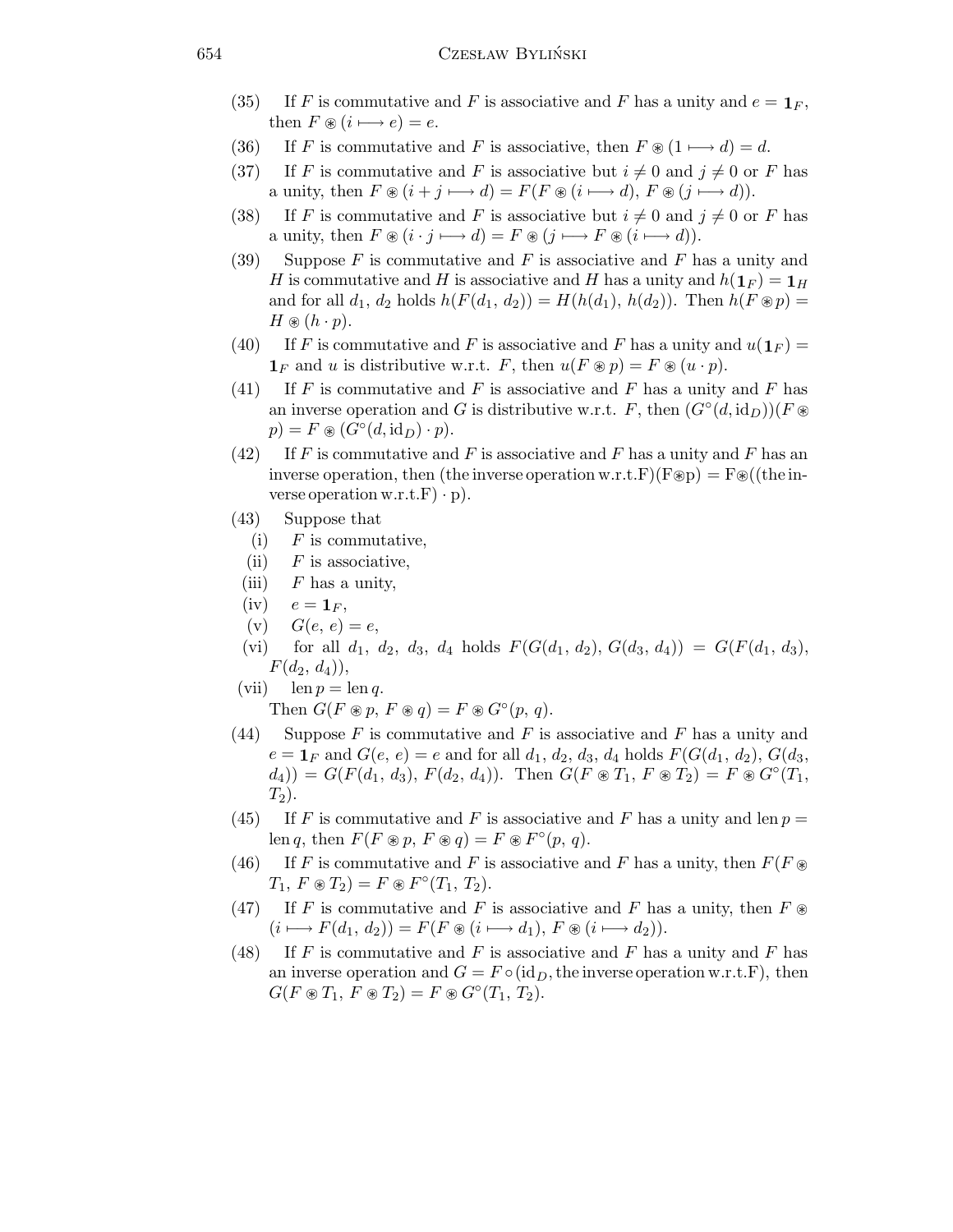(35) If $F$ is commutative and $F$ is associative and $F$ has a unity and $e = \mathbf{1}_F$, then $F \circledast (i \longmapsto e) = e$.

(36) If $F$ is commutative and $F$ is associative, then $F \circledast (1 \longmapsto d) = d$.

(37) If $F$ is commutative and $F$ is associative but $i \neq 0$ and $j \neq 0$ or $F$ has a unity, then $F \circledast (i + j \longmapsto d) = F(F \circledast (i \longmapsto d), F \circledast (j \longmapsto d))$.

(38) If $F$ is commutative and $F$ is associative but $i \neq 0$ and $j \neq 0$ or $F$ has a unity, then $F \circledast (i \cdot j \longmapsto d) = F \circledast (j \longmapsto F \circledast (i \longmapsto d))$.

(39) Suppose $F$ is commutative and $F$ is associative and $F$ has a unity and $H$ is commutative and $H$ is associative and $H$ has a unity and $h(\mathbf{1}_F) = \mathbf{1}_H$ and for all $d_1$, $d_2$ holds $h(F(d_1, d_2)) = H(h(d_1), h(d_2))$. Then $h(F \circledast p) = H \circledast (h \cdot p)$.

(40) If $F$ is commutative and $F$ is associative and $F$ has a unity and $u(\mathbf{1}_F) = \mathbf{1}_F$ and $u$ is distributive w.r.t. $F$, then $u(F \circledast p) = F \circledast (u \cdot p)$.

(41) If $F$ is commutative and $F$ is associative and $F$ has a unity and $F$ has an inverse operation and $G$ is distributive w.r.t. $F$, then $(G^{\circ}(d, \mathrm{id}_D))(F \circledast p) = F \circledast (G^{\circ}(d, \mathrm{id}_D) \cdot p)$.

(42) If $F$ is commutative and $F$ is associative and $F$ has a unity and $F$ has an inverse operation, then (the inverse operation w.r.t.F)(F⊛p) = F⊛((the inverse operation w.r.t.F) · p).

(43) Suppose that

- (i) $F$ is commutative,
- (ii) $F$ is associative,
- (iii) $F$ has a unity,
- (iv) $e = \mathbf{1}_F$,
- (v) $G(e, e) = e$,
- (vi) for all $d_1$, $d_2$, $d_3$, $d_4$ holds $F(G(d_1, d_2), G(d_3, d_4)) = G(F(d_1, d_3), F(d_2, d_4))$,
- (vii) $\operatorname{len} p = \operatorname{len} q$.

Then $G(F \circledast p, F \circledast q) = F \circledast G^{\circ}(p, q)$.

(44) Suppose $F$ is commutative and $F$ is associative and $F$ has a unity and $e = \mathbf{1}_F$ and $G(e, e) = e$ and for all $d_1$, $d_2$, $d_3$, $d_4$ holds $F(G(d_1, d_2), G(d_3, d_4)) = G(F(d_1, d_3), F(d_2, d_4))$. Then $G(F \circledast T_1, F \circledast T_2) = F \circledast G^{\circ}(T_1, T_2)$.

(45) If $F$ is commutative and $F$ is associative and $F$ has a unity and $\operatorname{len} p = \operatorname{len} q$, then $F(F \circledast p, F \circledast q) = F \circledast F^{\circ}(p, q)$.

(46) If $F$ is commutative and $F$ is associative and $F$ has a unity, then $F(F \circledast T_1, F \circledast T_2) = F \circledast F^{\circ}(T_1, T_2)$.

(47) If $F$ is commutative and $F$ is associative and $F$ has a unity, then $F \circledast (i \longmapsto F(d_1, d_2)) = F(F \circledast (i \longmapsto d_1), F \circledast (i \longmapsto d_2))$.

(48) If $F$ is commutative and $F$ is associative and $F$ has a unity and $F$ has an inverse operation and $G = F \circ (\mathrm{id}_D, \text{the inverse operation w.r.t.F})$, then $G(F \circledast T_1, F \circledast T_2) = F \circledast G^{\circ}(T_1, T_2)$.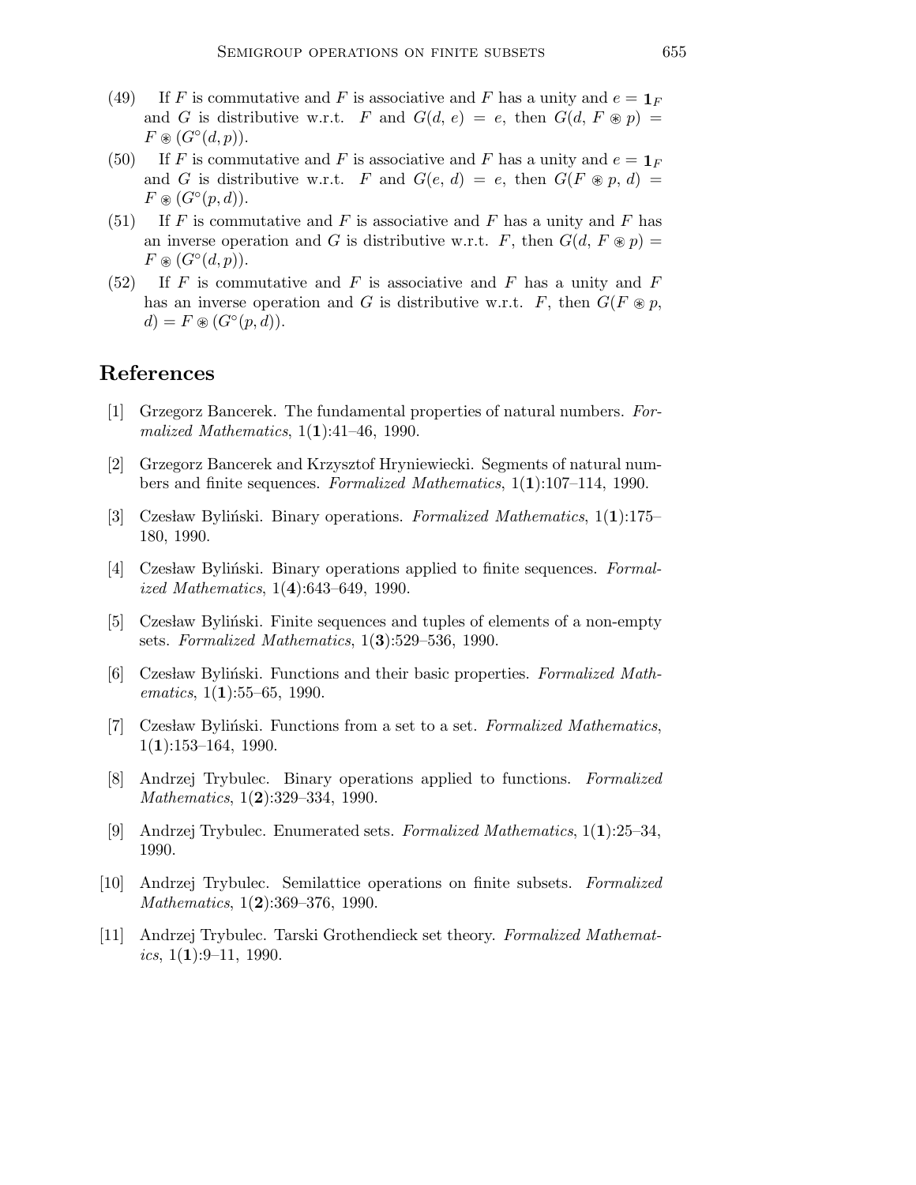(49) If $F$ is commutative and $F$ is associative and $F$ has a unity and $e = \mathbf{1}_F$ and $G$ is distributive w.r.t. $F$ and $G(d, e) = e$, then $G(d, F \circledast p) = F \circledast (G^{\circ}(d, p))$.

(50) If $F$ is commutative and $F$ is associative and $F$ has a unity and $e = \mathbf{1}_F$ and $G$ is distributive w.r.t. $F$ and $G(e, d) = e$, then $G(F \circledast p, d) = F \circledast (G^{\circ}(p, d))$.

(51) If $F$ is commutative and $F$ is associative and $F$ has a unity and $F$ has an inverse operation and $G$ is distributive w.r.t. $F$, then $G(d, F \circledast p) = F \circledast (G^{\circ}(d, p))$.

(52) If $F$ is commutative and $F$ is associative and $F$ has a unity and $F$ has an inverse operation and $G$ is distributive w.r.t. $F$, then $G(F \circledast p, d) = F \circledast (G^{\circ}(p, d))$.

## References

[1] Grzegorz Bancerek. The fundamental properties of natural numbers. *Formalized Mathematics*, 1(**1**):41–46, 1990.

[2] Grzegorz Bancerek and Krzysztof Hryniewiecki. Segments of natural numbers and finite sequences. *Formalized Mathematics*, 1(**1**):107–114, 1990.

[3] Czesław Byliński. Binary operations. *Formalized Mathematics*, 1(**1**):175–180, 1990.

[4] Czesław Byliński. Binary operations applied to finite sequences. *Formalized Mathematics*, 1(**4**):643–649, 1990.

[5] Czesław Byliński. Finite sequences and tuples of elements of a non-empty sets. *Formalized Mathematics*, 1(**3**):529–536, 1990.

[6] Czesław Byliński. Functions and their basic properties. *Formalized Mathematics*, 1(**1**):55–65, 1990.

[7] Czesław Byliński. Functions from a set to a set. *Formalized Mathematics*, 1(**1**):153–164, 1990.

[8] Andrzej Trybulec. Binary operations applied to functions. *Formalized Mathematics*, 1(**2**):329–334, 1990.

[9] Andrzej Trybulec. Enumerated sets. *Formalized Mathematics*, 1(**1**):25–34, 1990.

[10] Andrzej Trybulec. Semilattice operations on finite subsets. *Formalized Mathematics*, 1(**2**):369–376, 1990.

[11] Andrzej Trybulec. Tarski Grothendieck set theory. *Formalized Mathematics*, 1(**1**):9–11, 1990.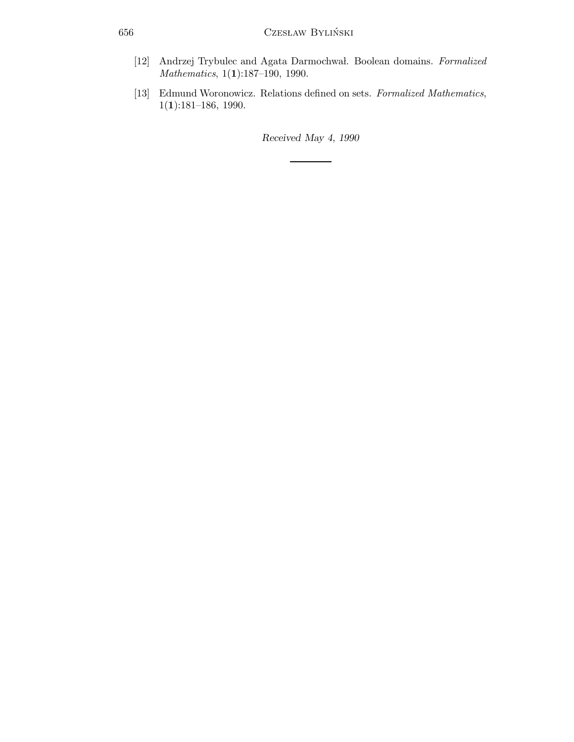[12] Andrzej Trybulec and Agata Darmochwał. Boolean domains. *Formalized Mathematics*, 1(**1**):187–190, 1990.

[13] Edmund Woronowicz. Relations defined on sets. *Formalized Mathematics*, 1(**1**):181–186, 1990.

*Received May 4, 1990*